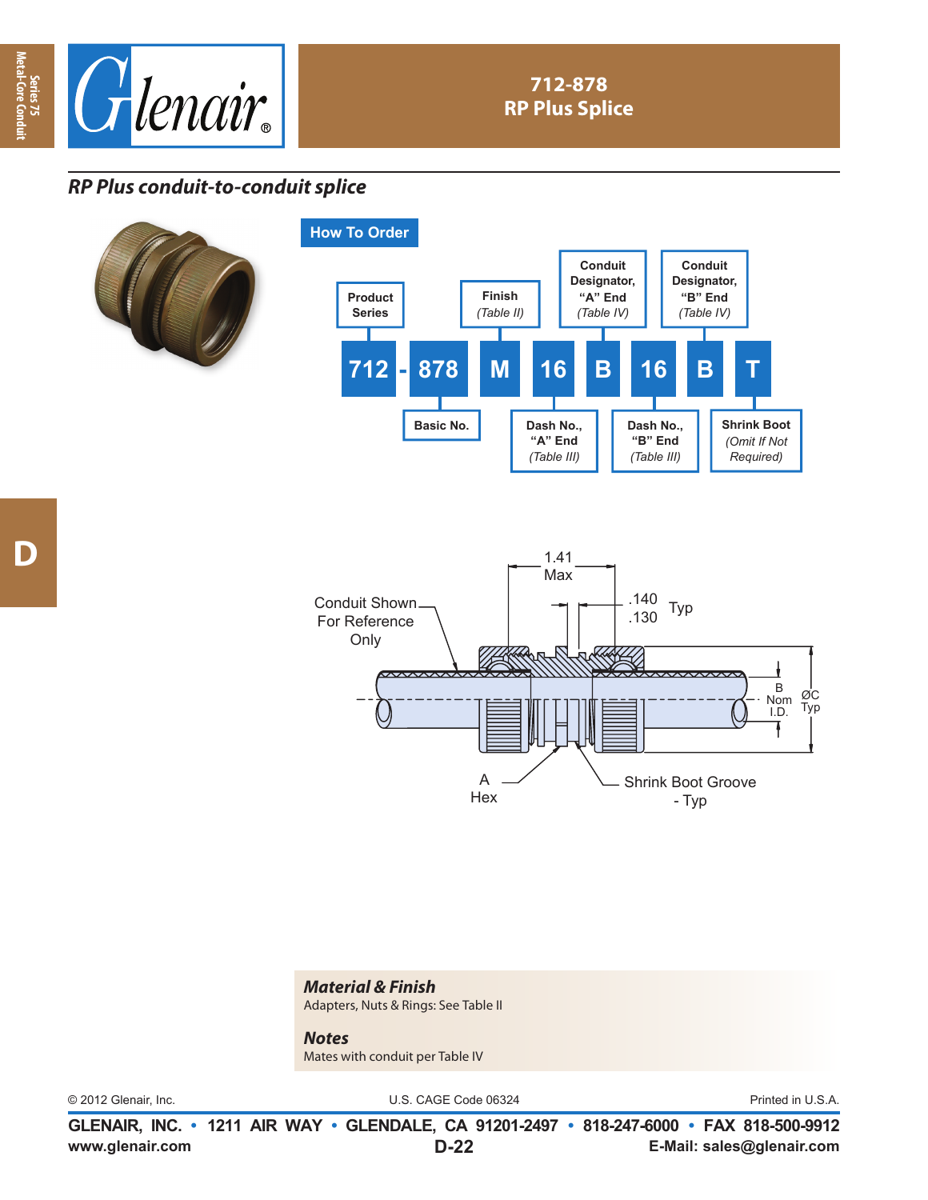# 712-878
# RP Plus Splice

## *RP Plus conduit-to-conduit splice*

### How To Order

| 712 | - | 878 | M | 16 | B | 16 | B | T |
|---|---|---|---|---|---|---|---|---|

- **Product Series**: 712
- **Basic No.**: 878
- **Finish** *(Table II)*: M
- **Dash No., "A" End** *(Table III)*: 16
- **Conduit Designator, "A" End** *(Table IV)*: B
- **Dash No., "B" End** *(Table III)*: 16
- **Conduit Designator, "B" End** *(Table IV)*: B
- **Shrink Boot** *(Omit If Not Required)*: T

Conduit Shown For Reference Only

1.41 Max

.140 / .130 Typ

B Nom I.D.

ØC Typ

A Hex

Shrink Boot Groove - Typ

### *Material & Finish*

Adapters, Nuts & Rings: See Table II

### *Notes*

Mates with conduit per Table IV

© 2012 Glenair, Inc. U.S. CAGE Code 06324 Printed in U.S.A.

**GLENAIR, INC. • 1211 AIR WAY • GLENDALE, CA 91201-2497 • 818-247-6000 • FAX 818-500-9912**

**www.glenair.com** **D-22** **E-Mail: sales@glenair.com**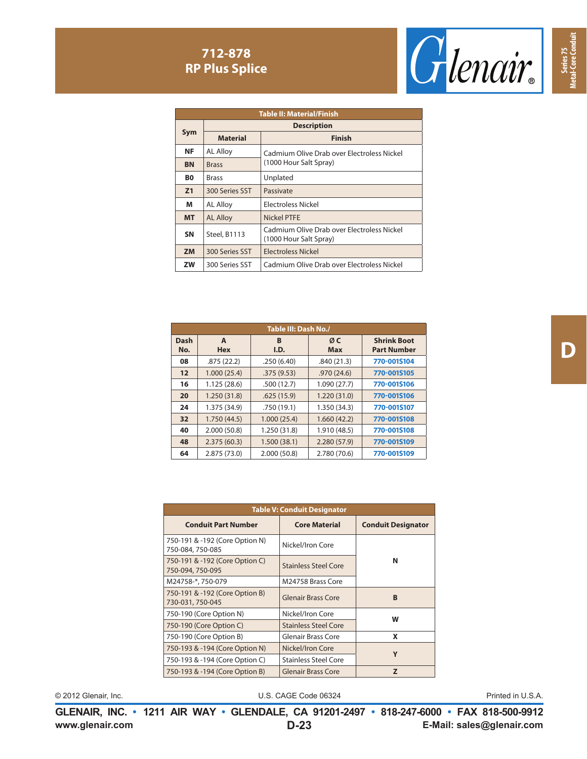# 712-878
## RP Plus Splice

**Table II: Material/Finish**

| Sym | Description | |
|---|---|---|
| | Material | Finish |
| NF | AL Alloy | Cadmium Olive Drab over Electroless Nickel (1000 Hour Salt Spray) |
| BN | Brass | Cadmium Olive Drab over Electroless Nickel (1000 Hour Salt Spray) |
| B0 | Brass | Unplated |
| Z1 | 300 Series SST | Passivate |
| M | AL Alloy | Electroless Nickel |
| MT | AL Alloy | Nickel PTFE |
| SN | Steel, B1113 | Cadmium Olive Drab over Electroless Nickel (1000 Hour Salt Spray) |
| ZM | 300 Series SST | Electroless Nickel |
| ZW | 300 Series SST | Cadmium Olive Drab over Electroless Nickel |

**Table III: Dash No./**

| Dash No. | A Hex | B I.D. | Ø C Max | Shrink Boot Part Number |
|---|---|---|---|---|
| 08 | .875 (22.2) | .250 (6.40) | .840 (21.3) | 770-001S104 |
| 12 | 1.000 (25.4) | .375 (9.53) | .970 (24.6) | 770-001S105 |
| 16 | 1.125 (28.6) | .500 (12.7) | 1.090 (27.7) | 770-001S106 |
| 20 | 1.250 (31.8) | .625 (15.9) | 1.220 (31.0) | 770-001S106 |
| 24 | 1.375 (34.9) | .750 (19.1) | 1.350 (34.3) | 770-001S107 |
| 32 | 1.750 (44.5) | 1.000 (25.4) | 1.660 (42.2) | 770-001S108 |
| 40 | 2.000 (50.8) | 1.250 (31.8) | 1.910 (48.5) | 770-001S108 |
| 48 | 2.375 (60.3) | 1.500 (38.1) | 2.280 (57.9) | 770-001S109 |
| 64 | 2.875 (73.0) | 2.000 (50.8) | 2.780 (70.6) | 770-001S109 |

**Table V: Conduit Designator**

| Conduit Part Number | Core Material | Conduit Designator |
|---|---|---|
| 750-191 & -192 (Core Option N) 750-084, 750-085 | Nickel/Iron Core | N |
| 750-191 & -192 (Core Option C) 750-094, 750-095 | Stainless Steel Core | N |
| M24758-*, 750-079 | M24758 Brass Core | N |
| 750-191 & -192 (Core Option B) 730-031, 750-045 | Glenair Brass Core | B |
| 750-190 (Core Option N) | Nickel/Iron Core | W |
| 750-190 (Core Option C) | Stainless Steel Core | W |
| 750-190 (Core Option B) | Glenair Brass Core | X |
| 750-193 & -194 (Core Option N) | Nickel/Iron Core | Y |
| 750-193 & -194 (Core Option C) | Stainless Steel Core | Y |
| 750-193 & -194 (Core Option B) | Glenair Brass Core | Z |